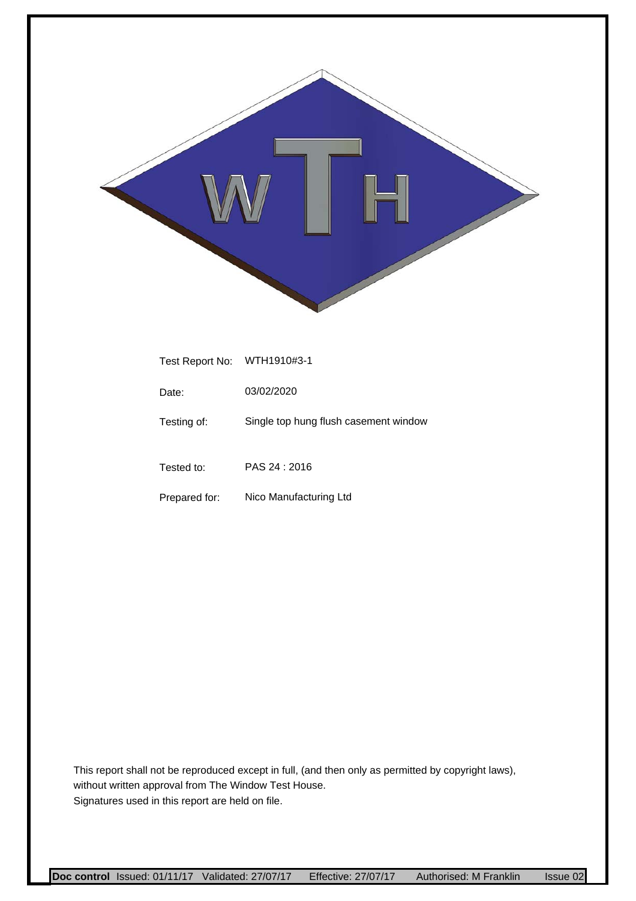| | |
|---|---|
| Test Report No: | WTH1910#3-1 |
| Date: | 03/02/2020 |
| Testing of: | Single top hung flush casement window |
| Tested to: | PAS 24 : 2016 |
| Prepared for: | Nico Manufacturing Ltd |

This report shall not be reproduced except in full, (and then only as permitted by copyright laws), without written approval from The Window Test House.
Signatures used in this report are held on file.

**Doc control** Issued: 01/11/17 Validated: 27/07/17 Effective: 27/07/17 Authorised: M Franklin Issue 02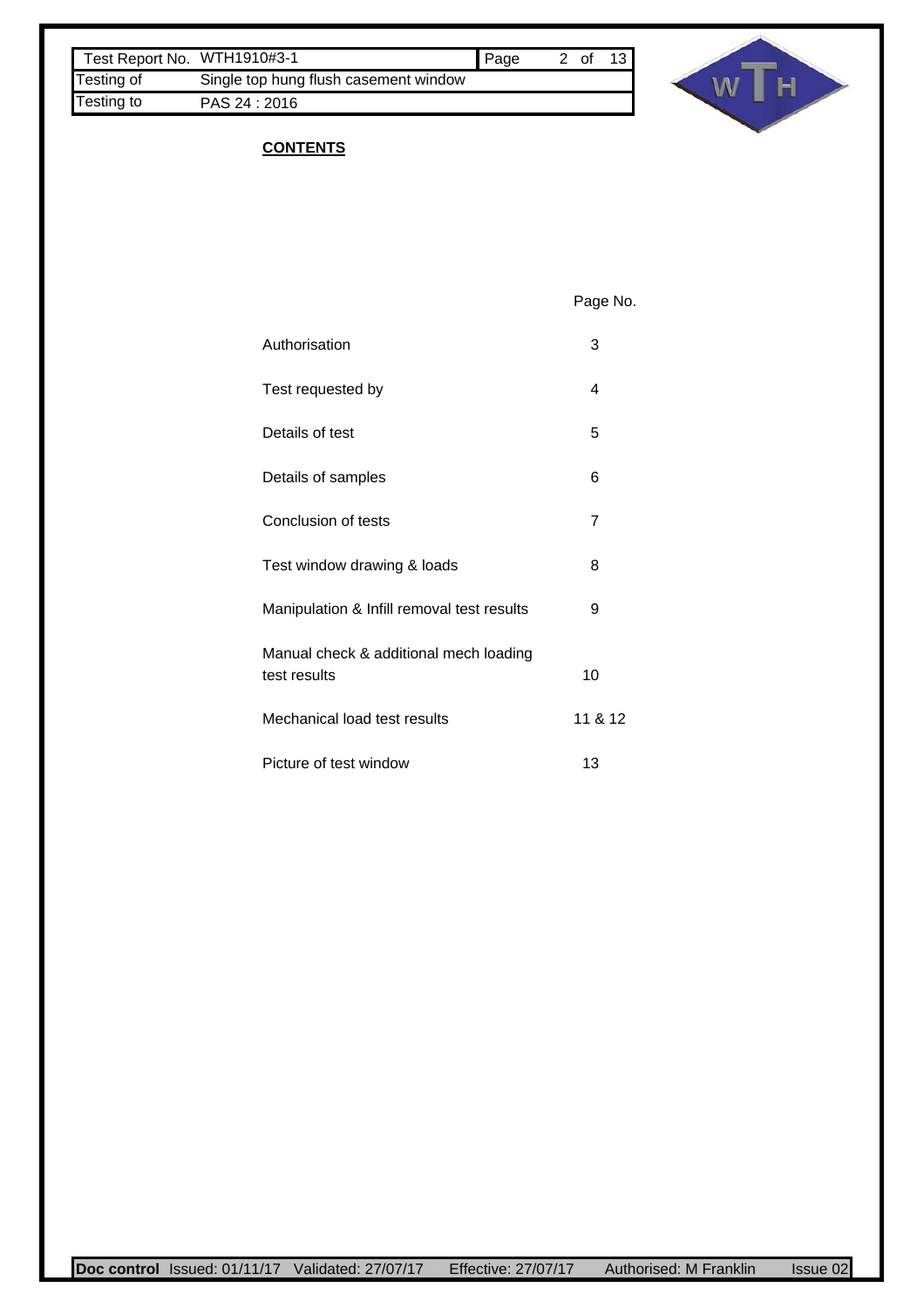## CONTENTS

| | Page No. |
|---|---|
| Authorisation | 3 |
| Test requested by | 4 |
| Details of test | 5 |
| Details of samples | 6 |
| Conclusion of tests | 7 |
| Test window drawing & loads | 8 |
| Manipulation & Infill removal test results | 9 |
| Manual check & additional mech loading test results | 10 |
| Mechanical load test results | 11 & 12 |
| Picture of test window | 13 |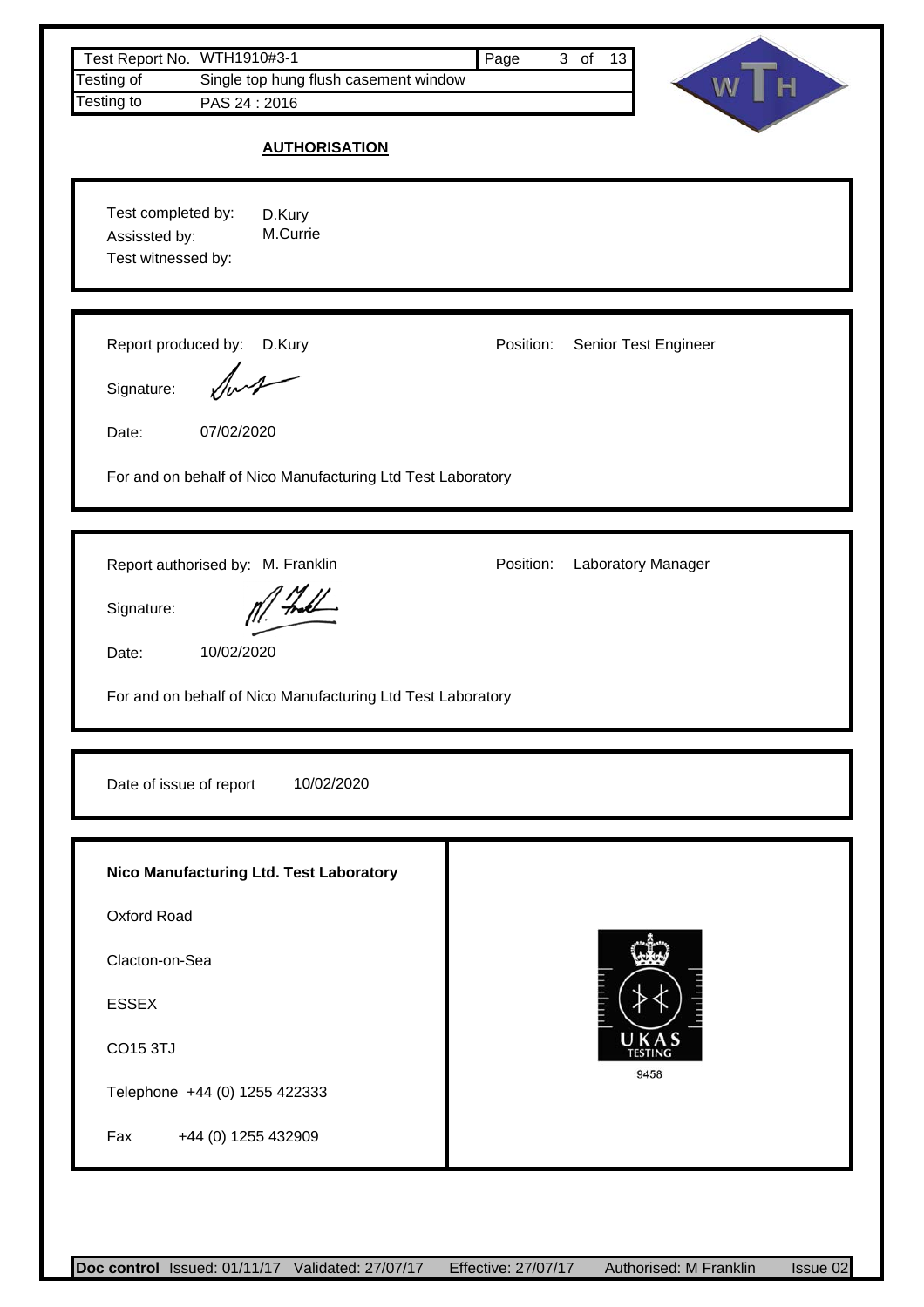| Test Report No. | WTH1910#3-1 |
| --- | --- |
| Testing of | Single top hung flush casement window |
| Testing to | PAS 24 : 2016 |

## AUTHORISATION

Test completed by: D.Kury
Assissted by: M.Currie
Test witnessed by:

Report produced by: D.Kury
Position: Senior Test Engineer
Signature:
Date: 07/02/2020

For and on behalf of Nico Manufacturing Ltd Test Laboratory

Report authorised by: M. Franklin
Position: Laboratory Manager
Signature:
Date: 10/02/2020

For and on behalf of Nico Manufacturing Ltd Test Laboratory

Date of issue of report 10/02/2020

**Nico Manufacturing Ltd. Test Laboratory**

Oxford Road

Clacton-on-Sea

ESSEX

CO15 3TJ

Telephone +44 (0) 1255 422333

Fax +44 (0) 1255 432909

UKAS TESTING 9458

**Doc control** Issued: 01/11/17 Validated: 27/07/17 Effective: 27/07/17 Authorised: M Franklin Issue 02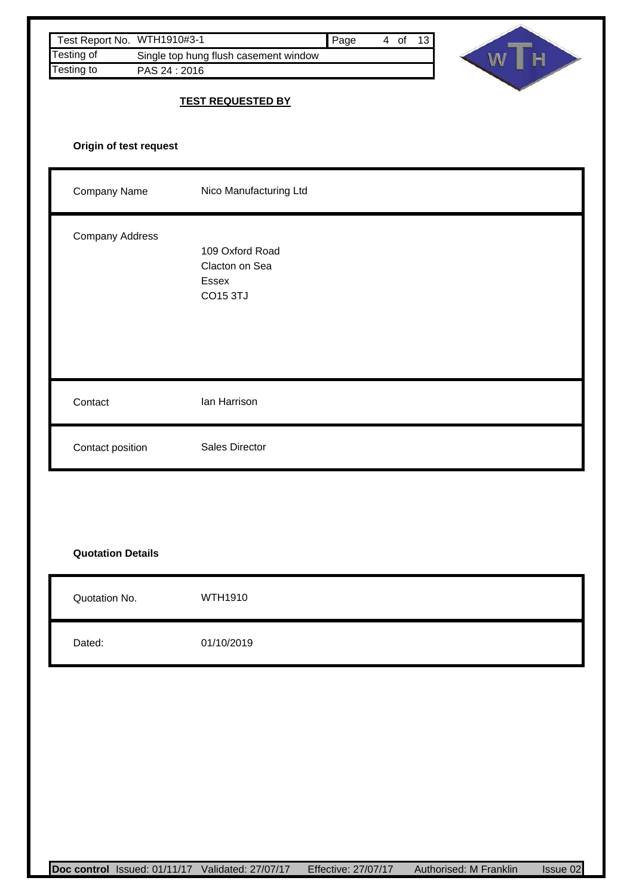## TEST REQUESTED BY

**Origin of test request**

| | |
|---|---|
| Company Name | Nico Manufacturing Ltd |
| Company Address | 109 Oxford Road<br>Clacton on Sea<br>Essex<br>CO15 3TJ |
| Contact | Ian Harrison |
| Contact position | Sales Director |

**Quotation Details**

| | |
|---|---|
| Quotation No. | WTH1910 |
| Dated: | 01/10/2019 |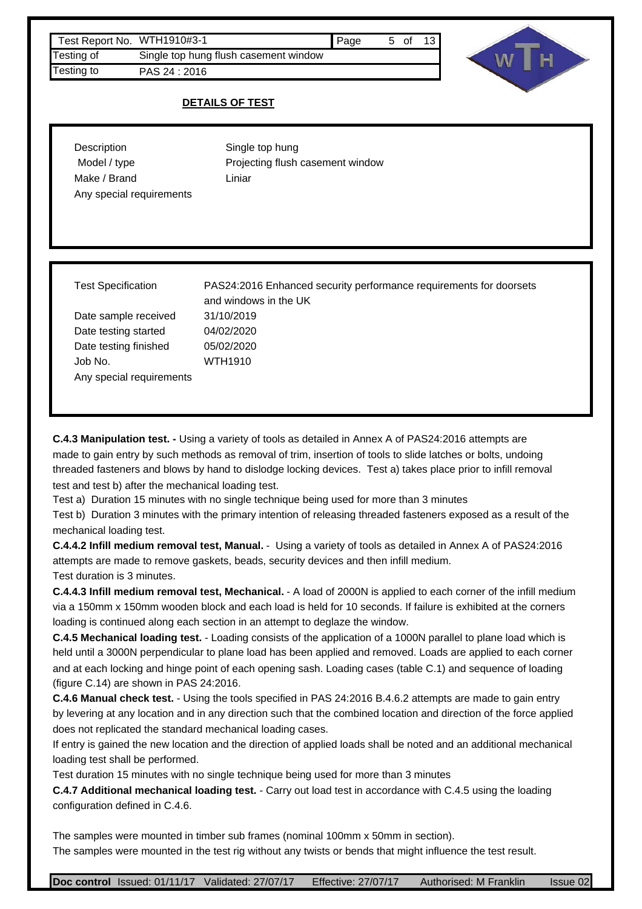| Test Report No. | WTH1910#3-1 |
|---|---|
| Testing of | Single top hung flush casement window |
| Testing to | PAS 24 : 2016 |

## DETAILS OF TEST

| | |
|---|---|
| Description | Single top hung |
| Model / type | Projecting flush casement window |
| Make / Brand | Liniar |
| Any special requirements | |

| | |
|---|---|
| Test Specification | PAS24:2016 Enhanced security performance requirements for doorsets and windows in the UK |
| Date sample received | 31/10/2019 |
| Date testing started | 04/02/2020 |
| Date testing finished | 05/02/2020 |
| Job No. | WTH1910 |
| Any special requirements | |

**C.4.3 Manipulation test. -** Using a variety of tools as detailed in Annex A of PAS24:2016 attempts are made to gain entry by such methods as removal of trim, insertion of tools to slide latches or bolts, undoing threaded fasteners and blows by hand to dislodge locking devices. Test a) takes place prior to infill removal test and test b) after the mechanical loading test.

Test a) Duration 15 minutes with no single technique being used for more than 3 minutes

Test b) Duration 3 minutes with the primary intention of releasing threaded fasteners exposed as a result of the mechanical loading test.

**C.4.4.2 Infill medium removal test, Manual.** - Using a variety of tools as detailed in Annex A of PAS24:2016 attempts are made to remove gaskets, beads, security devices and then infill medium.

Test duration is 3 minutes.

**C.4.4.3 Infill medium removal test, Mechanical.** - A load of 2000N is applied to each corner of the infill medium via a 150mm x 150mm wooden block and each load is held for 10 seconds. If failure is exhibited at the corners loading is continued along each section in an attempt to deglaze the window.

**C.4.5 Mechanical loading test.** - Loading consists of the application of a 1000N parallel to plane load which is held until a 3000N perpendicular to plane load has been applied and removed. Loads are applied to each corner and at each locking and hinge point of each opening sash. Loading cases (table C.1) and sequence of loading (figure C.14) are shown in PAS 24:2016.

**C.4.6 Manual check test.** - Using the tools specified in PAS 24:2016 B.4.6.2 attempts are made to gain entry by levering at any location and in any direction such that the combined location and direction of the force applied does not replicated the standard mechanical loading cases.

If entry is gained the new location and the direction of applied loads shall be noted and an additional mechanical loading test shall be performed.

Test duration 15 minutes with no single technique being used for more than 3 minutes

**C.4.7 Additional mechanical loading test.** - Carry out load test in accordance with C.4.5 using the loading configuration defined in C.4.6.

The samples were mounted in timber sub frames (nominal 100mm x 50mm in section).

The samples were mounted in the test rig without any twists or bends that might influence the test result.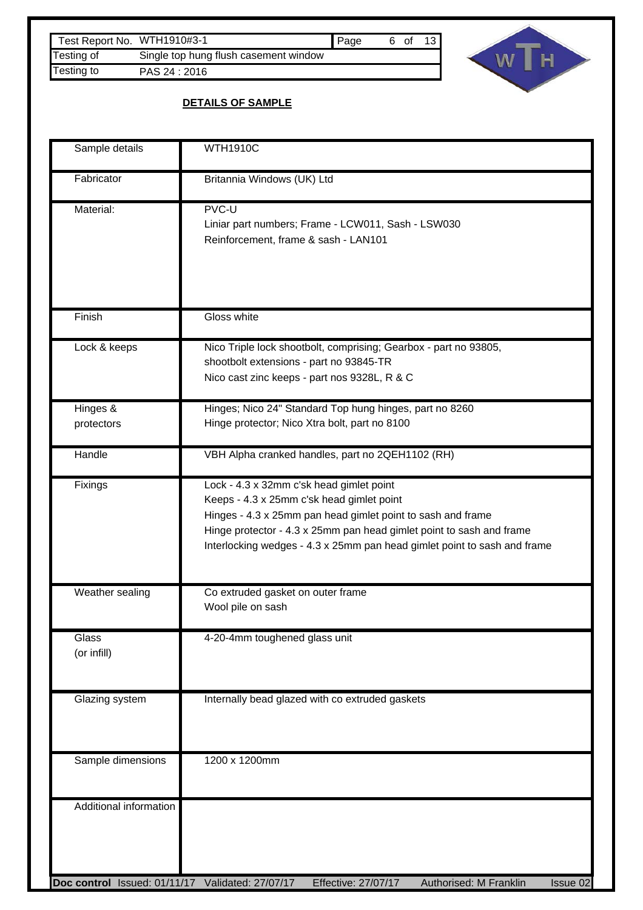| Test Report No. | WTH1910#3-1 |
|---|---|
| Testing of | Single top hung flush casement window |
| Testing to | PAS 24 : 2016 |

## DETAILS OF SAMPLE

| | |
|---|---|
| Sample details | WTH1910C |
| Fabricator | Britannia Windows (UK) Ltd |
| Material: | PVC-U<br>Liniar part numbers; Frame - LCW011, Sash - LSW030<br>Reinforcement, frame & sash - LAN101 |
| Finish | Gloss white |
| Lock & keeps | Nico Triple lock shootbolt, comprising; Gearbox - part no 93805,<br>shootbolt extensions - part no 93845-TR<br>Nico cast zinc keeps - part nos 9328L, R & C |
| Hinges & protectors | Hinges; Nico 24" Standard Top hung hinges, part no 8260<br>Hinge protector; Nico Xtra bolt, part no 8100 |
| Handle | VBH Alpha cranked handles, part no 2QEH1102 (RH) |
| Fixings | Lock - 4.3 x 32mm c'sk head gimlet point<br>Keeps - 4.3 x 25mm c'sk head gimlet point<br>Hinges - 4.3 x 25mm pan head gimlet point to sash and frame<br>Hinge protector - 4.3 x 25mm pan head gimlet point to sash and frame<br>Interlocking wedges - 4.3 x 25mm pan head gimlet point to sash and frame |
| Weather sealing | Co extruded gasket on outer frame<br>Wool pile on sash |
| Glass (or infill) | 4-20-4mm toughened glass unit |
| Glazing system | Internally bead glazed with co extruded gaskets |
| Sample dimensions | 1200 x 1200mm |
| Additional information | |

**Doc control** Issued: 01/11/17 Validated: 27/07/17 Effective: 27/07/17 Authorised: M Franklin Issue 02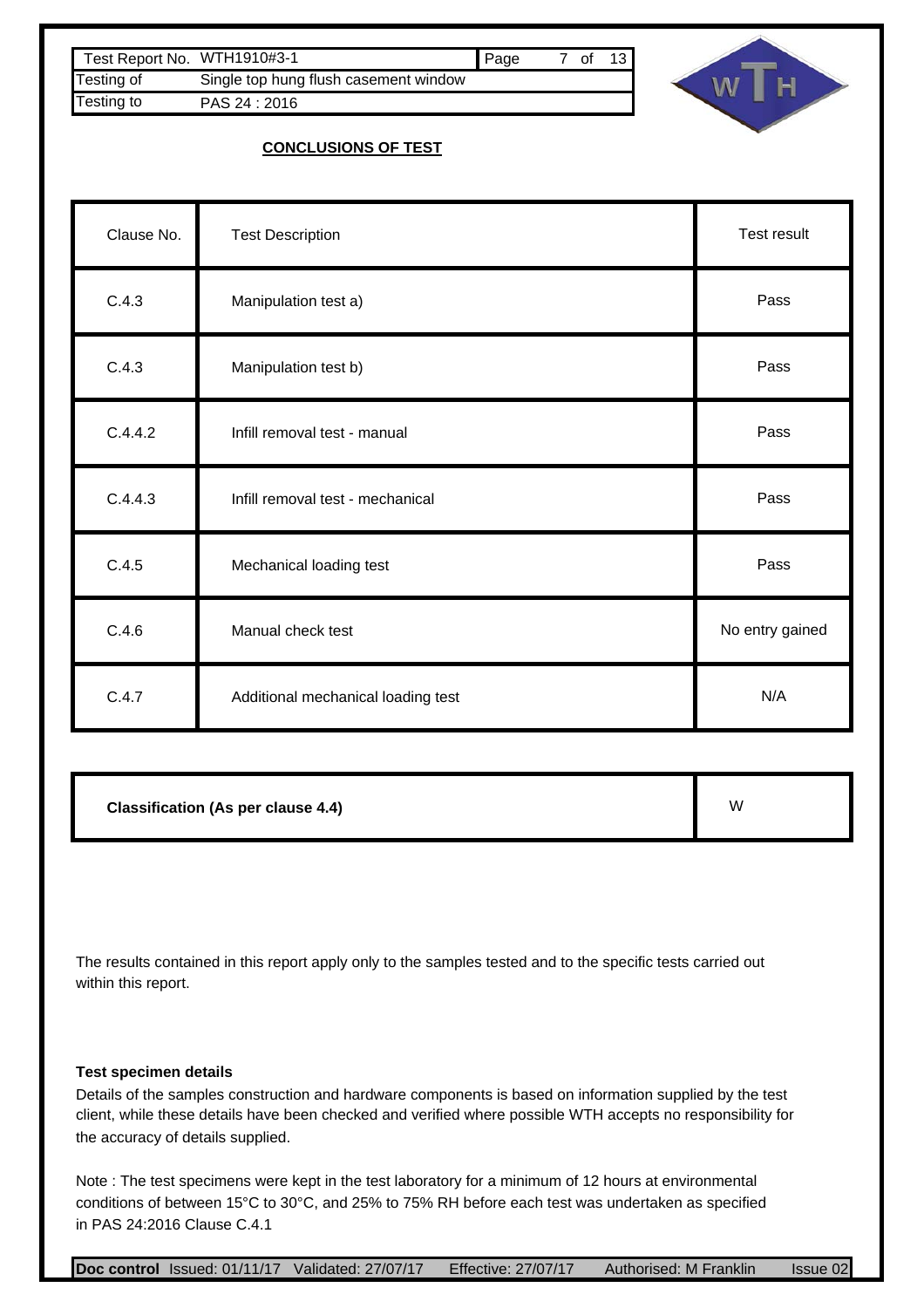| Test Report No. | WTH1910#3-1 |
| --- | --- |
| Testing of | Single top hung flush casement window |
| Testing to | PAS 24 : 2016 |

## CONCLUSIONS OF TEST

| Clause No. | Test Description | Test result |
| --- | --- | --- |
| C.4.3 | Manipulation test a) | Pass |
| C.4.3 | Manipulation test b) | Pass |
| C.4.4.2 | Infill removal test - manual | Pass |
| C.4.4.3 | Infill removal test - mechanical | Pass |
| C.4.5 | Mechanical loading test | Pass |
| C.4.6 | Manual check test | No entry gained |
| C.4.7 | Additional mechanical loading test | N/A |

| **Classification (As per clause 4.4)** | W |
| --- | --- |

The results contained in this report apply only to the samples tested and to the specific tests carried out within this report.

**Test specimen details**

Details of the samples construction and hardware components is based on information supplied by the test client, while these details have been checked and verified where possible WTH accepts no responsibility for the accuracy of details supplied.

Note : The test specimens were kept in the test laboratory for a minimum of 12 hours at environmental conditions of between 15°C to 30°C, and 25% to 75% RH before each test was undertaken as specified in PAS 24:2016 Clause C.4.1

**Doc control** Issued: 01/11/17 Validated: 27/07/17 Effective: 27/07/17 Authorised: M Franklin Issue 02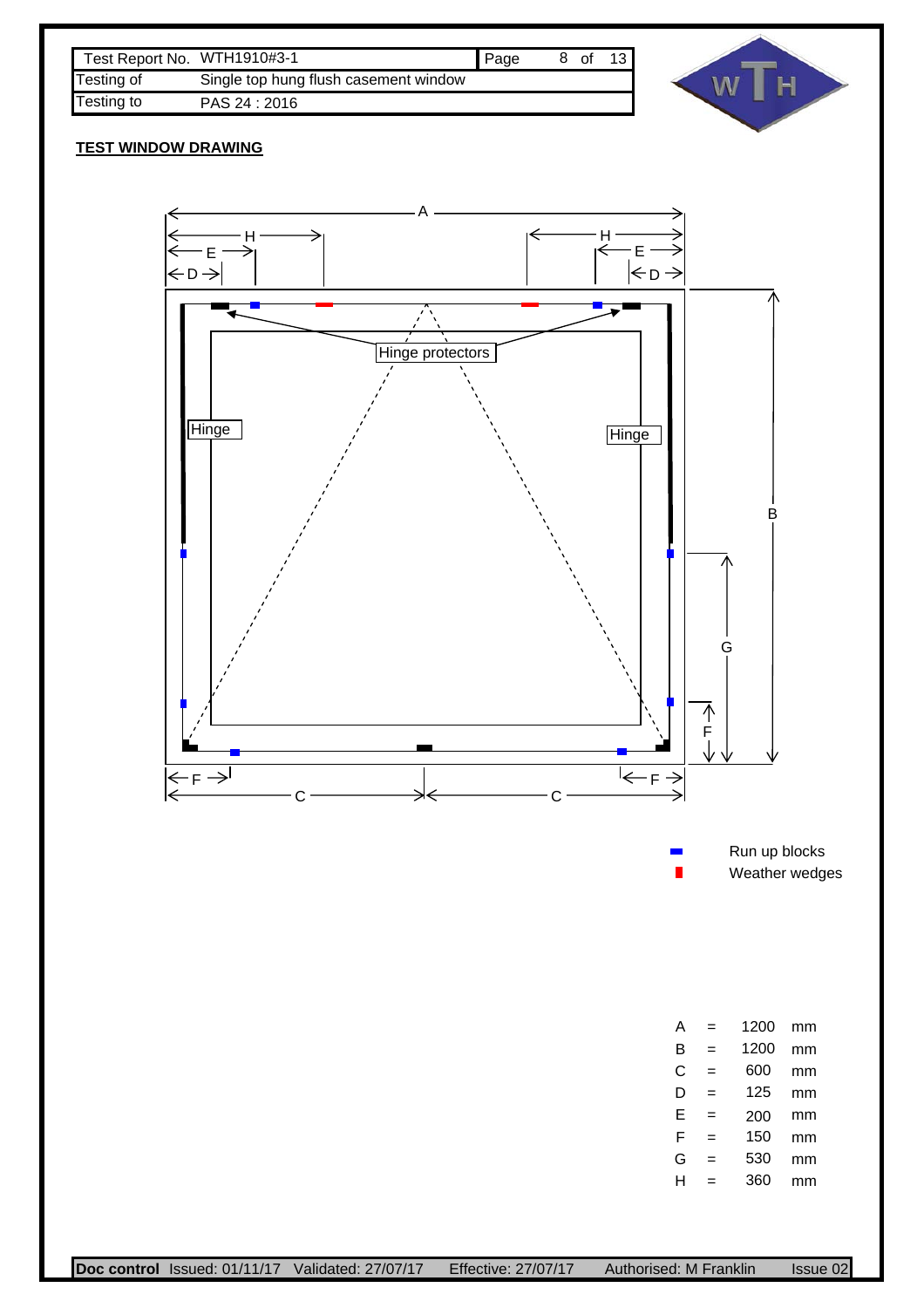| Test Report No. | WTH1910#3-1 |
| --- | --- |
| Testing of | Single top hung flush casement window |
| Testing to | PAS 24 : 2016 |

**TEST WINDOW DRAWING**

Hinge protectors

Hinge

Hinge

Run up blocks

Weather wedges

| | | | |
| --- | --- | --- | --- |
| A | = | 1200 | mm |
| B | = | 1200 | mm |
| C | = | 600 | mm |
| D | = | 125 | mm |
| E | = | 200 | mm |
| F | = | 150 | mm |
| G | = | 530 | mm |
| H | = | 360 | mm |

**Doc control** Issued: 01/11/17 Validated: 27/07/17 Effective: 27/07/17 Authorised: M Franklin Issue 02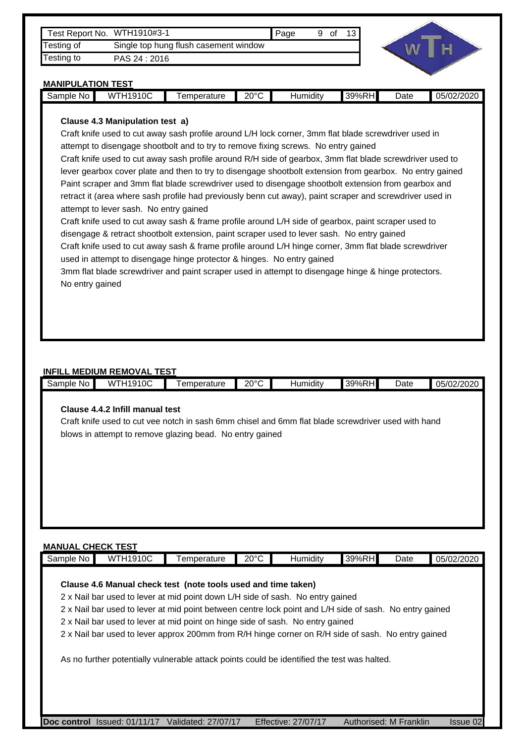| Test Report No. | WTH1910#3-1 |
|---|---|
| Testing of | Single top hung flush casement window |
| Testing to | PAS 24 : 2016 |

## MANIPULATION TEST

| Sample No | WTH1910C | Temperature | 20°C | Humidity | 39%RH | Date | 05/02/2020 |
|---|---|---|---|---|---|---|---|

**Clause 4.3 Manipulation test a)**

Craft knife used to cut away sash profile around L/H lock corner, 3mm flat blade screwdriver used in attempt to disengage shootbolt and to try to remove fixing screws. No entry gained

Craft knife used to cut away sash profile around R/H side of gearbox, 3mm flat blade screwdriver used to lever gearbox cover plate and then to try to disengage shootbolt extension from gearbox. No entry gained

Paint scraper and 3mm flat blade screwdriver used to disengage shootbolt extension from gearbox and retract it (area where sash profile had previously benn cut away), paint scraper and screwdriver used in attempt to lever sash. No entry gained

Craft knife used to cut away sash & frame profile around L/H side of gearbox, paint scraper used to disengage & retract shootbolt extension, paint scraper used to lever sash. No entry gained

Craft knife used to cut away sash & frame profile around L/H hinge corner, 3mm flat blade screwdriver used in attempt to disengage hinge protector & hinges. No entry gained

3mm flat blade screwdriver and paint scraper used in attempt to disengage hinge & hinge protectors. No entry gained

## INFILL MEDIUM REMOVAL TEST

| Sample No | WTH1910C | Temperature | 20°C | Humidity | 39%RH | Date | 05/02/2020 |
|---|---|---|---|---|---|---|---|

**Clause 4.4.2 Infill manual test**

Craft knife used to cut vee notch in sash 6mm chisel and 6mm flat blade screwdriver used with hand blows in attempt to remove glazing bead. No entry gained

## MANUAL CHECK TEST

| Sample No | WTH1910C | Temperature | 20°C | Humidity | 39%RH | Date | 05/02/2020 |
|---|---|---|---|---|---|---|---|

**Clause 4.6 Manual check test (note tools used and time taken)**

2 x Nail bar used to lever at mid point down L/H side of sash. No entry gained

2 x Nail bar used to lever at mid point between centre lock point and L/H side of sash. No entry gained

2 x Nail bar used to lever at mid point on hinge side of sash. No entry gained

2 x Nail bar used to lever approx 200mm from R/H hinge corner on R/H side of sash. No entry gained

As no further potentially vulnerable attack points could be identified the test was halted.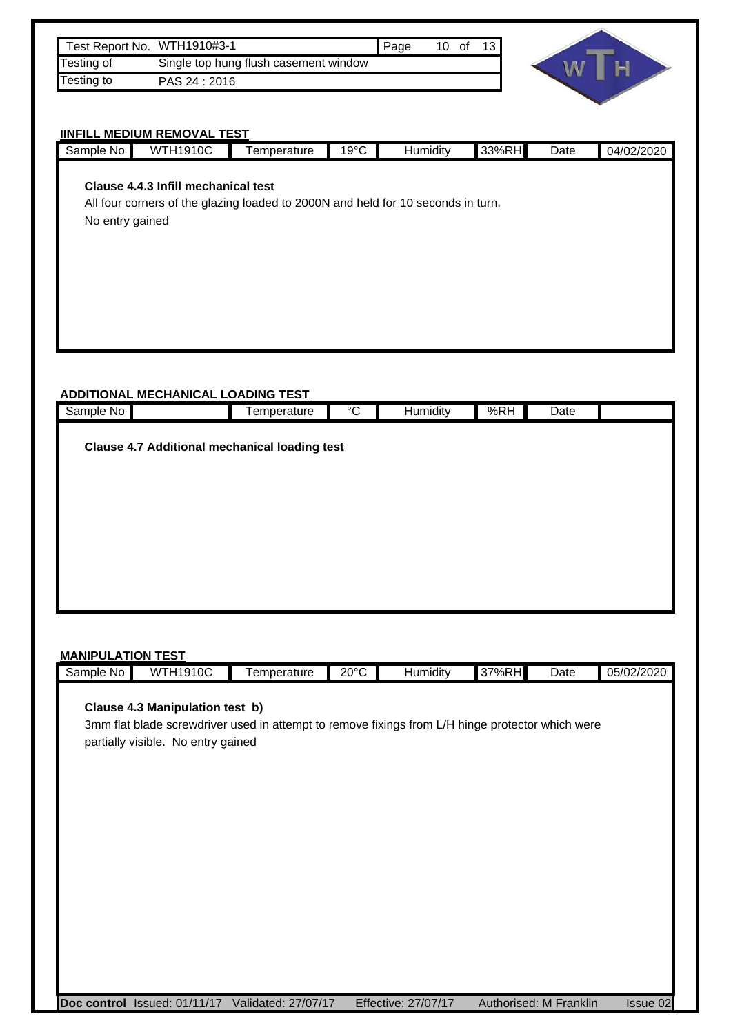| Test Report No. | WTH1910#3-1 |
|---|---|
| Testing of | Single top hung flush casement window |
| Testing to | PAS 24 : 2016 |

## IINFILL MEDIUM REMOVAL TEST

| Sample No | WTH1910C | Temperature | 19°C | Humidity | 33%RH | Date | 04/02/2020 |
|---|---|---|---|---|---|---|---|

**Clause 4.4.3 Infill mechanical test**

All four corners of the glazing loaded to 2000N and held for 10 seconds in turn.

No entry gained

## ADDITIONAL MECHANICAL LOADING TEST

| Sample No | | Temperature | °C | Humidity | %RH | Date | |
|---|---|---|---|---|---|---|---|

**Clause 4.7 Additional mechanical loading test**

## MANIPULATION TEST

| Sample No | WTH1910C | Temperature | 20°C | Humidity | 37%RH | Date | 05/02/2020 |
|---|---|---|---|---|---|---|---|

**Clause 4.3 Manipulation test b)**

3mm flat blade screwdriver used in attempt to remove fixings from L/H hinge protector which were partially visible. No entry gained

**Doc control** Issued: 01/11/17 Validated: 27/07/17 Effective: 27/07/17 Authorised: M Franklin Issue 02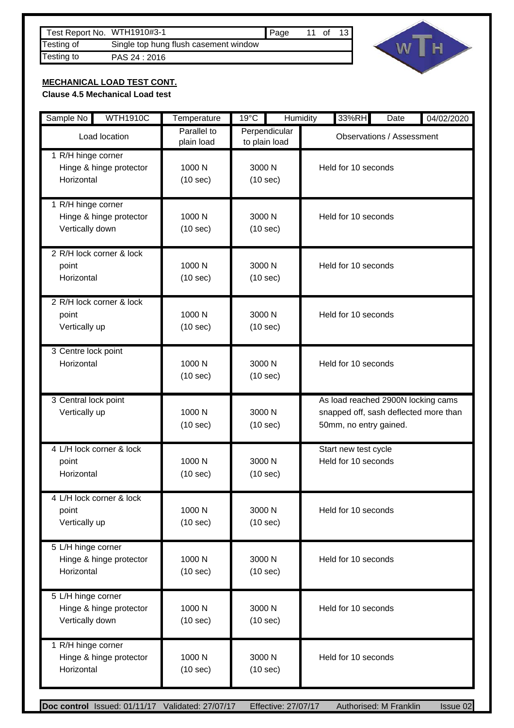| Test Report No. | WTH1910#3-1 | Page | 11 of 13 |
|---|---|---|---|
| Testing of | Single top hung flush casement window | | |
| Testing to | PAS 24 : 2016 | | |

**MECHANICAL LOAD TEST CONT.**

**Clause 4.5 Mechanical Load test**

| Sample No | WTH1910C | Temperature | 19°C | Humidity | 33%RH | Date | 04/02/2020 |
|---|---|---|---|---|---|---|---|

| Load location | Parallel to plain load | Perpendicular to plain load | Observations / Assessment |
|---|---|---|---|
| 1 R/H hinge corner<br>Hinge & hinge protector<br>Horizontal | 1000 N<br>(10 sec) | 3000 N<br>(10 sec) | Held for 10 seconds |
| 1 R/H hinge corner<br>Hinge & hinge protector<br>Vertically down | 1000 N<br>(10 sec) | 3000 N<br>(10 sec) | Held for 10 seconds |
| 2 R/H lock corner & lock point<br>Horizontal | 1000 N<br>(10 sec) | 3000 N<br>(10 sec) | Held for 10 seconds |
| 2 R/H lock corner & lock point<br>Vertically up | 1000 N<br>(10 sec) | 3000 N<br>(10 sec) | Held for 10 seconds |
| 3 Centre lock point<br>Horizontal | 1000 N<br>(10 sec) | 3000 N<br>(10 sec) | Held for 10 seconds |
| 3 Central lock point<br>Vertically up | 1000 N<br>(10 sec) | 3000 N<br>(10 sec) | As load reached 2900N locking cams snapped off, sash deflected more than 50mm, no entry gained. |
| 4 L/H lock corner & lock point<br>Horizontal | 1000 N<br>(10 sec) | 3000 N<br>(10 sec) | Start new test cycle<br>Held for 10 seconds |
| 4 L/H lock corner & lock point<br>Vertically up | 1000 N<br>(10 sec) | 3000 N<br>(10 sec) | Held for 10 seconds |
| 5 L/H hinge corner<br>Hinge & hinge protector<br>Horizontal | 1000 N<br>(10 sec) | 3000 N<br>(10 sec) | Held for 10 seconds |
| 5 L/H hinge corner<br>Hinge & hinge protector<br>Vertically down | 1000 N<br>(10 sec) | 3000 N<br>(10 sec) | Held for 10 seconds |
| 1 R/H hinge corner<br>Hinge & hinge protector<br>Horizontal | 1000 N<br>(10 sec) | 3000 N<br>(10 sec) | Held for 10 seconds |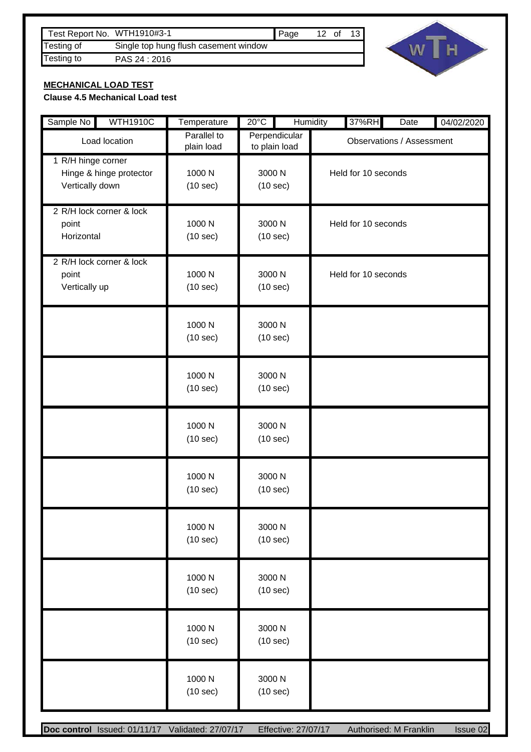| Test Report No. | WTH1910#3-1 |
|---|---|
| Testing of | Single top hung flush casement window |
| Testing to | PAS 24 : 2016 |

**MECHANICAL LOAD TEST**

**Clause 4.5 Mechanical Load test**

| Sample No | WTH1910C | Temperature | 20°C | Humidity | 37%RH | Date | 04/02/2020 |
|---|---|---|---|---|---|---|---|

| Load location | Parallel to plain load | Perpendicular to plain load | Observations / Assessment |
|---|---|---|---|
| 1 R/H hinge corner Hinge & hinge protector Vertically down | 1000 N (10 sec) | 3000 N (10 sec) | Held for 10 seconds |
| 2 R/H lock corner & lock point Horizontal | 1000 N (10 sec) | 3000 N (10 sec) | Held for 10 seconds |
| 2 R/H lock corner & lock point Vertically up | 1000 N (10 sec) | 3000 N (10 sec) | Held for 10 seconds |
| | 1000 N (10 sec) | 3000 N (10 sec) | |
| | 1000 N (10 sec) | 3000 N (10 sec) | |
| | 1000 N (10 sec) | 3000 N (10 sec) | |
| | 1000 N (10 sec) | 3000 N (10 sec) | |
| | 1000 N (10 sec) | 3000 N (10 sec) | |
| | 1000 N (10 sec) | 3000 N (10 sec) | |
| | 1000 N (10 sec) | 3000 N (10 sec) | |
| | 1000 N (10 sec) | 3000 N (10 sec) | |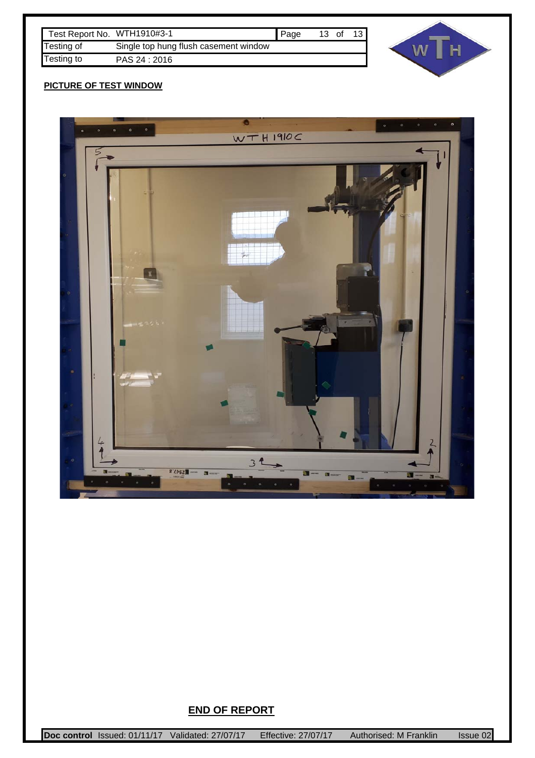| | | | |
|---|---|---|---|
| Test Report No. | WTH1910#3-1 | Page | 13 of 13 |
| Testing of | Single top hung flush casement window | | |
| Testing to | PAS 24 : 2016 | | |

**PICTURE OF TEST WINDOW**

**END OF REPORT**

| | | | | | |
|---|---|---|---|---|---|
| **Doc control** | Issued: 01/11/17 | Validated: 27/07/17 | Effective: 27/07/17 | Authorised: M Franklin | Issue 02 |